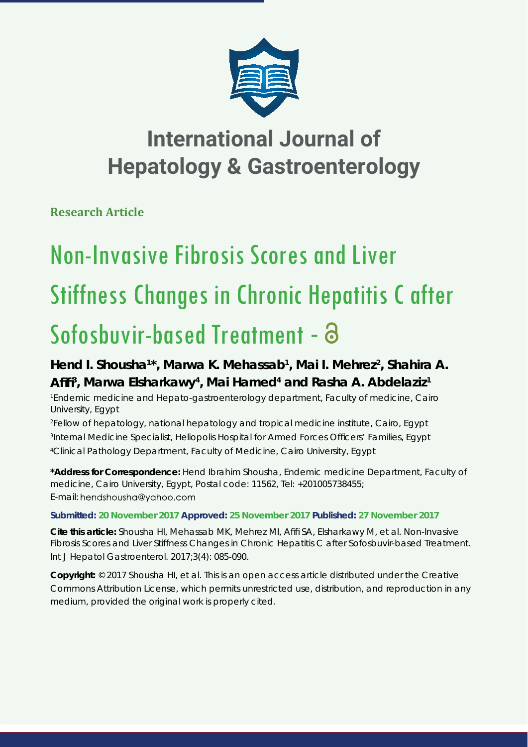# International Journal of Hepatology & Gastroenterology

**Research Article**

# Non-Invasive Fibrosis Scores and Liver Stiffness Changes in Chronic Hepatitis C after Sofosbuvir-based Treatment

**Hend I. Shousha[1]*, Marwa K. Mehassab[1], Mai I. Mehrez[2], Shahira A. Afifi[3], Marwa Elsharkawy[4], Mai Hamed[4] and Rasha A. Abdelaziz[1]**

[1]Endemic medicine and Hepato-gastroenterology department, Faculty of medicine, Cairo University, Egypt

[2]Fellow of hepatology, national hepatology and tropical medicine institute, Cairo, Egypt

[3]Internal Medicine Specialist, Heliopolis Hospital for Armed Forces Officers' Families, Egypt

[4]Clinical Pathology Department, Faculty of Medicine, Cairo University, Egypt

**\*Address for Correspondence:** Hend Ibrahim Shousha, Endemic medicine Department, Faculty of medicine, Cairo University, Egypt, Postal code: 11562, Tel: +201005738455; E-mail: hendshousha@yahoo.com

**Submitted: 20 November 2017 Approved: 25 November 2017 Published: 27 November 2017**

**Cite this article:** Shousha HI, Mehassab MK, Mehrez MI, Afifi SA, Elsharkawy M, et al. Non-Invasive Fibrosis Scores and Liver Stiffness Changes in Chronic Hepatitis C after Sofosbuvir-based Treatment. Int J Hepatol Gastroenterol. 2017;3(4): 085-090.

**Copyright:** © 2017 Shousha HI, et al. This is an open access article distributed under the Creative Commons Attribution License, which permits unrestricted use, distribution, and reproduction in any medium, provided the original work is properly cited.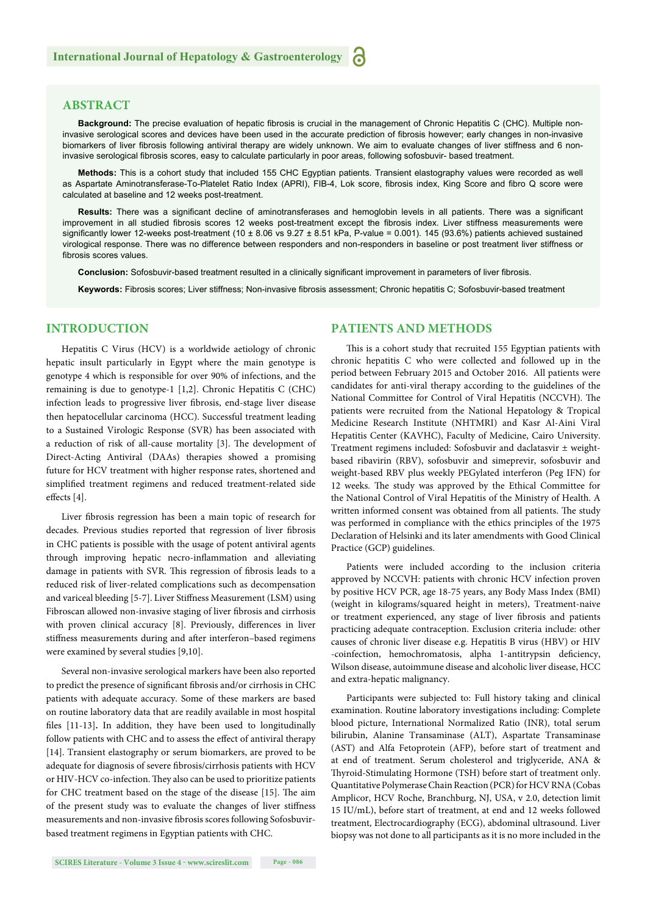## ABSTRACT

**Background:** The precise evaluation of hepatic fibrosis is crucial in the management of Chronic Hepatitis C (CHC). Multiple non-invasive serological scores and devices have been used in the accurate prediction of fibrosis however; early changes in non-invasive biomarkers of liver fibrosis following antiviral therapy are widely unknown. We aim to evaluate changes of liver stiffness and 6 non-invasive serological fibrosis scores, easy to calculate particularly in poor areas, following sofosbuvir- based treatment.

**Methods:** This is a cohort study that included 155 CHC Egyptian patients. Transient elastography values were recorded as well as Aspartate Aminotransferase-To-Platelet Ratio Index (APRI), FIB-4, Lok score, fibrosis index, King Score and fibro Q score were calculated at baseline and 12 weeks post-treatment.

**Results:** There was a significant decline of aminotransferases and hemoglobin levels in all patients. There was a significant improvement in all studied fibrosis scores 12 weeks post-treatment except the fibrosis index. Liver stiffness measurements were significantly lower 12-weeks post-treatment (10 ± 8.06 vs 9.27 ± 8.51 kPa, P-value = 0.001). 145 (93.6%) patients achieved sustained virological response. There was no difference between responders and non-responders in baseline or post treatment liver stiffness or fibrosis scores values.

**Conclusion:** Sofosbuvir-based treatment resulted in a clinically significant improvement in parameters of liver fibrosis.

**Keywords:** Fibrosis scores; Liver stiffness; Non-invasive fibrosis assessment; Chronic hepatitis C; Sofosbuvir-based treatment

## INTRODUCTION

Hepatitis C Virus (HCV) is a worldwide aetiology of chronic hepatic insult particularly in Egypt where the main genotype is genotype 4 which is responsible for over 90% of infections, and the remaining is due to genotype-1 [1,2]. Chronic Hepatitis C (CHC) infection leads to progressive liver fibrosis, end-stage liver disease then hepatocellular carcinoma (HCC). Successful treatment leading to a Sustained Virologic Response (SVR) has been associated with a reduction of risk of all-cause mortality [3]. The development of Direct-Acting Antiviral (DAAs) therapies showed a promising future for HCV treatment with higher response rates, shortened and simplified treatment regimens and reduced treatment-related side effects [4].

Liver fibrosis regression has been a main topic of research for decades. Previous studies reported that regression of liver fibrosis in CHC patients is possible with the usage of potent antiviral agents through improving hepatic necro-inflammation and alleviating damage in patients with SVR. This regression of fibrosis leads to a reduced risk of liver-related complications such as decompensation and variceal bleeding [5-7]. Liver Stiffness Measurement (LSM) using Fibroscan allowed non-invasive staging of liver fibrosis and cirrhosis with proven clinical accuracy [8]. Previously, differences in liver stiffness measurements during and after interferon–based regimens were examined by several studies [9,10].

Several non-invasive serological markers have been also reported to predict the presence of significant fibrosis and/or cirrhosis in CHC patients with adequate accuracy. Some of these markers are based on routine laboratory data that are readily available in most hospital files [11-13]**.** In addition, they have been used to longitudinally follow patients with CHC and to assess the effect of antiviral therapy [14]. Transient elastography or serum biomarkers, are proved to be adequate for diagnosis of severe fibrosis/cirrhosis patients with HCV or HIV-HCV co-infection. They also can be used to prioritize patients for CHC treatment based on the stage of the disease [15]. The aim of the present study was to evaluate the changes of liver stiffness measurements and non-invasive fibrosis scores following Sofosbuvir-based treatment regimens in Egyptian patients with CHC.

## PATIENTS AND METHODS

This is a cohort study that recruited 155 Egyptian patients with chronic hepatitis C who were collected and followed up in the period between February 2015 and October 2016. All patients were candidates for anti-viral therapy according to the guidelines of the National Committee for Control of Viral Hepatitis (NCCVH). The patients were recruited from the National Hepatology & Tropical Medicine Research Institute (NHTMRI) and Kasr Al-Aini Viral Hepatitis Center (KAVHC), Faculty of Medicine, Cairo University. Treatment regimens included: Sofosbuvir and daclatasvir ± weight-based ribavirin (RBV), sofosbuvir and simeprevir, sofosbuvir and weight-based RBV plus weekly PEGylated interferon (Peg IFN) for 12 weeks. The study was approved by the Ethical Committee for the National Control of Viral Hepatitis of the Ministry of Health. A written informed consent was obtained from all patients. The study was performed in compliance with the ethics principles of the 1975 Declaration of Helsinki and its later amendments with Good Clinical Practice (GCP) guidelines.

Patients were included according to the inclusion criteria approved by NCCVH: patients with chronic HCV infection proven by positive HCV PCR, age 18-75 years, any Body Mass Index (BMI) (weight in kilograms/squared height in meters), Treatment-naive or treatment experienced, any stage of liver fibrosis and patients practicing adequate contraception. Exclusion criteria include: other causes of chronic liver disease e.g. Hepatitis B virus (HBV) or HIV -coinfection, hemochromatosis, alpha 1-antitrypsin deficiency, Wilson disease, autoimmune disease and alcoholic liver disease, HCC and extra-hepatic malignancy.

Participants were subjected to: Full history taking and clinical examination. Routine laboratory investigations including: Complete blood picture, International Normalized Ratio (INR), total serum bilirubin, Alanine Transaminase (ALT), Aspartate Transaminase (AST) and Alfa Fetoprotein (AFP), before start of treatment and at end of treatment. Serum cholesterol and triglyceride, ANA & Thyroid-Stimulating Hormone (TSH) before start of treatment only. Quantitative Polymerase Chain Reaction (PCR) for HCV RNA (Cobas Amplicor, HCV Roche, Branchburg, NJ, USA, v 2.0, detection limit 15 IU/mL), before start of treatment, at end and 12 weeks followed treatment, Electrocardiography (ECG), abdominal ultrasound. Liver biopsy was not done to all participants as it is no more included in the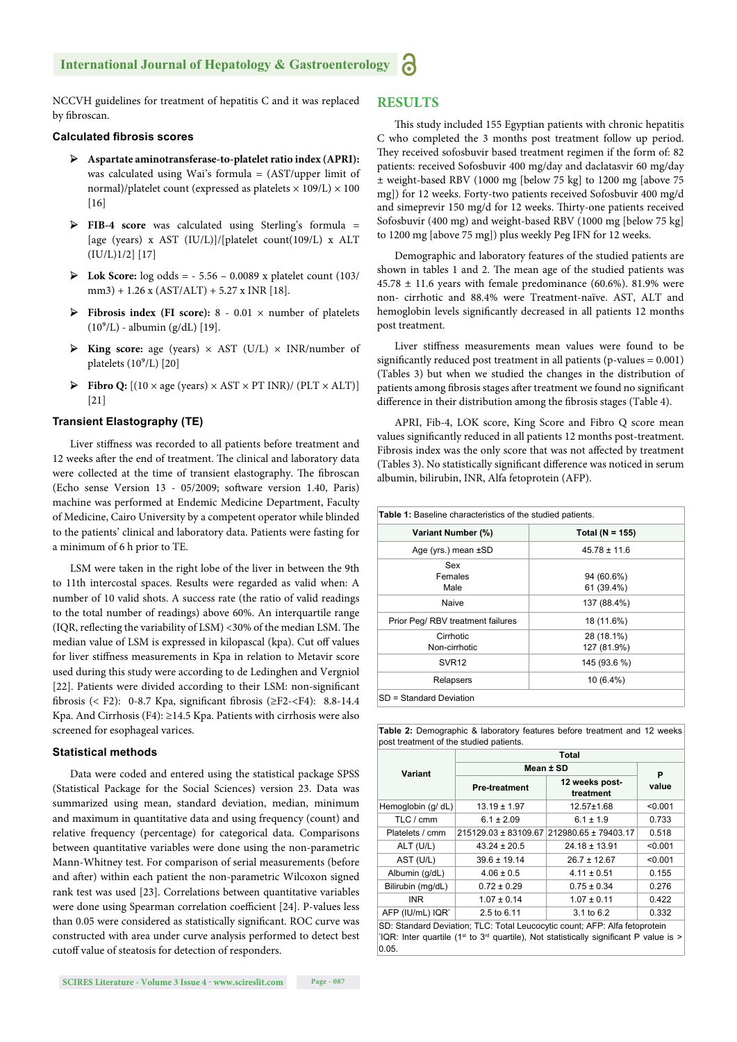NCCVH guidelines for treatment of hepatitis C and it was replaced by fibroscan.

### Calculated fibrosis scores

- **Aspartate aminotransferase-to-platelet ratio index (APRI):** was calculated using Wai's formula = (AST/upper limit of normal)/platelet count (expressed as platelets × 109/L) × 100 [16]
- **FIB-4 score** was calculated using Sterling's formula = [age (years) x AST (IU/L)]/[platelet count(109/L) x ALT (IU/L)1/2] [17]
- **Lok Score:** log odds = - 5.56 – 0.0089 x platelet count (103/mm3) + 1.26 x (AST/ALT) + 5.27 x INR [18].
- **Fibrosis index (FI score):** 8 - 0.01 × number of platelets ($10^9$/L) - albumin (g/dL) [19].
- **King score:** age (years) × AST (U/L) × INR/number of platelets ($10^9$/L) [20]
- **Fibro Q:** [(10 × age (years) × AST × PT INR)/ (PLT × ALT)] [21]

### Transient Elastography (TE)

Liver stiffness was recorded to all patients before treatment and 12 weeks after the end of treatment. The clinical and laboratory data were collected at the time of transient elastography. The fibroscan (Echo sense Version 13 - 05/2009; software version 1.40, Paris) machine was performed at Endemic Medicine Department, Faculty of Medicine, Cairo University by a competent operator while blinded to the patients' clinical and laboratory data. Patients were fasting for a minimum of 6 h prior to TE.

LSM were taken in the right lobe of the liver in between the 9th to 11th intercostal spaces. Results were regarded as valid when: A number of 10 valid shots. A success rate (the ratio of valid readings to the total number of readings) above 60%. An interquartile range (IQR, reflecting the variability of LSM) <30% of the median LSM. The median value of LSM is expressed in kilopascal (kpa). Cut off values for liver stiffness measurements in Kpa in relation to Metavir score used during this study were according to de Ledinghen and Vergniol [22]. Patients were divided according to their LSM: non-significant fibrosis (< F2): 0-8.7 Kpa, significant fibrosis (≥F2-<F4): 8.8-14.4 Kpa. And Cirrhosis (F4): ≥14.5 Kpa. Patients with cirrhosis were also screened for esophageal varices.

### Statistical methods

Data were coded and entered using the statistical package SPSS (Statistical Package for the Social Sciences) version 23. Data was summarized using mean, standard deviation, median, minimum and maximum in quantitative data and using frequency (count) and relative frequency (percentage) for categorical data. Comparisons between quantitative variables were done using the non-parametric Mann-Whitney test. For comparison of serial measurements (before and after) within each patient the non-parametric Wilcoxon signed rank test was used [23]. Correlations between quantitative variables were done using Spearman correlation coefficient [24]. P-values less than 0.05 were considered as statistically significant. ROC curve was constructed with area under curve analysis performed to detect best cutoff value of steatosis for detection of responders.

## RESULTS

This study included 155 Egyptian patients with chronic hepatitis C who completed the 3 months post treatment follow up period. They received sofosbuvir based treatment regimen if the form of: 82 patients: received Sofosbuvir 400 mg/day and daclatasvir 60 mg/day ± weight-based RBV (1000 mg [below 75 kg] to 1200 mg [above 75 mg]) for 12 weeks. Forty-two patients received Sofosbuvir 400 mg/d and simeprevir 150 mg/d for 12 weeks. Thirty-one patients received Sofosbuvir (400 mg) and weight-based RBV (1000 mg [below 75 kg] to 1200 mg [above 75 mg]) plus weekly Peg IFN for 12 weeks.

Demographic and laboratory features of the studied patients are shown in tables 1 and 2. The mean age of the studied patients was 45.78 ± 11.6 years with female predominance (60.6%). 81.9% were non- cirrhotic and 88.4% were Treatment-naïve. AST, ALT and hemoglobin levels significantly decreased in all patients 12 months post treatment.

Liver stiffness measurements mean values were found to be significantly reduced post treatment in all patients (p-values = 0.001) (Tables 3) but when we studied the changes in the distribution of patients among fibrosis stages after treatment we found no significant difference in their distribution among the fibrosis stages (Table 4).

APRI, Fib-4, LOK score, King Score and Fibro Q score mean values significantly reduced in all patients 12 months post-treatment. Fibrosis index was the only score that was not affected by treatment (Tables 3). No statistically significant difference was noticed in serum albumin, bilirubin, INR, Alfa fetoprotein (AFP).

**Table 1:** Baseline characteristics of the studied patients.

| Variant Number (%) | Total (N = 155) |
|---|---|
| Age (yrs.) mean ±SD | 45.78 ± 11.6 |
| Sex<br>Females<br>Male | <br>94 (60.6%)<br>61 (39.4%) |
| Naive | 137 (88.4%) |
| Prior Peg/ RBV treatment failures | 18 (11.6%) |
| Cirrhotic<br>Non-cirrhotic | 28 (18.1%)<br>127 (81.9%) |
| SVR12 | 145 (93.6 %) |
| Relapsers | 10 (6.4%) |

SD = Standard Deviation

**Table 2:** Demographic & laboratory features before treatment and 12 weeks post treatment of the studied patients.

| Variant | Total | | |
|---|---|---|---|
| | Mean ± SD | | P value |
| | Pre-treatment | 12 weeks post-treatment | |
| Hemoglobin (g/ dL) | 13.19 ± 1.97 | 12.57±1.68 | <0.001 |
| TLC / cmm | 6.1 ± 2.09 | 6.1 ± 1.9 | 0.733 |
| Platelets / cmm | 215129.03 ± 83109.67 | 212980.65 ± 79403.17 | 0.518 |
| ALT (U/L) | 43.24 ± 20.5 | 24.18 ± 13.91 | <0.001 |
| AST (U/L) | 39.6 ± 19.14 | 26.7 ± 12.67 | <0.001 |
| Albumin (g/dL) | 4.06 ± 0.5 | 4.11 ± 0.51 | 0.155 |
| Bilirubin (mg/dL) | 0.72 ± 0.29 | 0.75 ± 0.34 | 0.276 |
| INR | 1.07 ± 0.14 | 1.07 ± 0.11 | 0.422 |
| AFP (IU/mL) IQR* | 2.5 to 6.11 | 3.1 to 6.2 | 0.332 |

SD: Standard Deviation; TLC: Total Leucocytic count; AFP: Alfa fetoprotein
*IQR: Inter quartile (1st to 3rd quartile), Not statistically significant P value is > 0.05.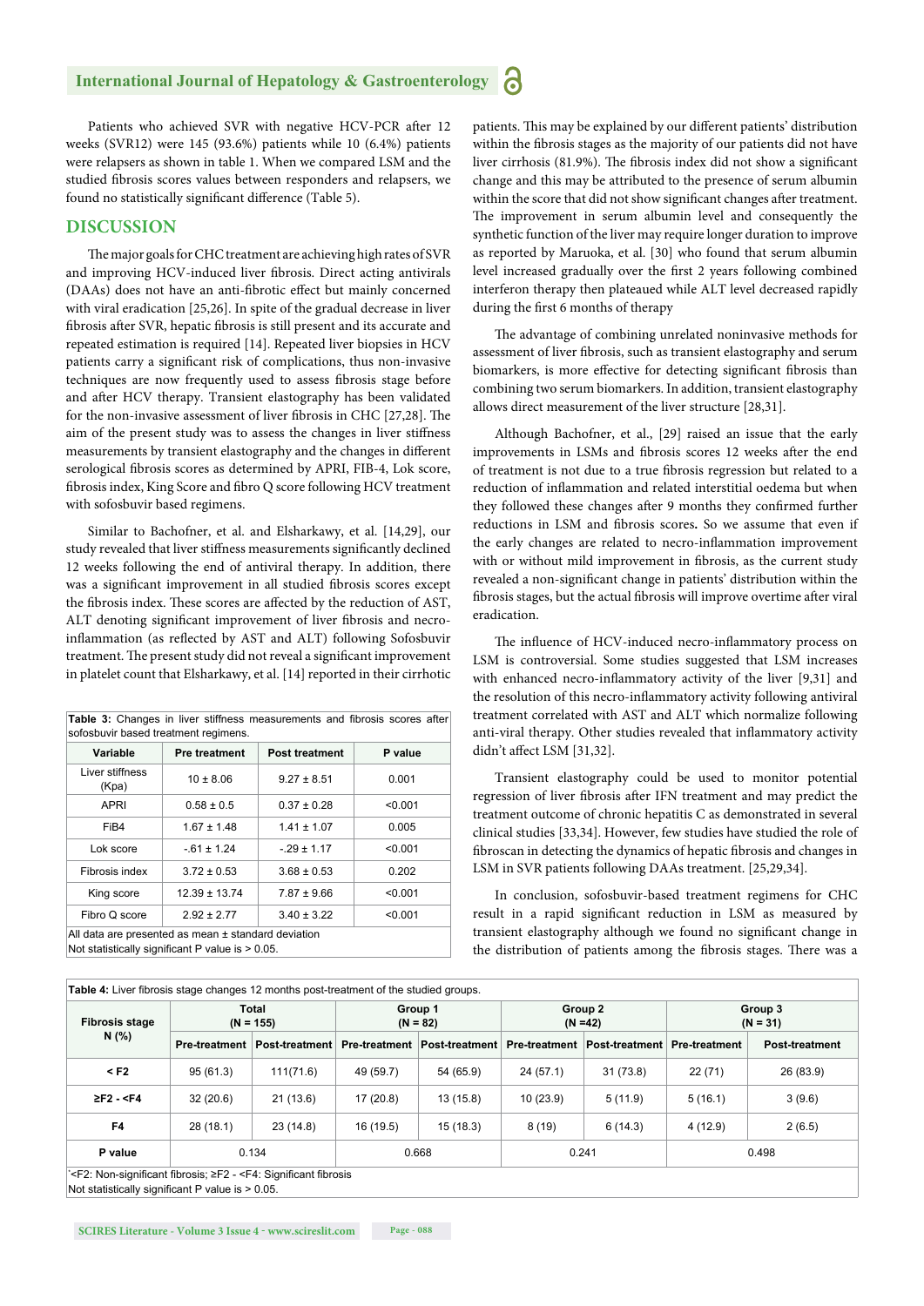Patients who achieved SVR with negative HCV-PCR after 12 weeks (SVR12) were 145 (93.6%) patients while 10 (6.4%) patients were relapsers as shown in table 1. When we compared LSM and the studied fibrosis scores values between responders and relapsers, we found no statistically significant difference (Table 5).

## DISCUSSION

The major goals for CHC treatment are achieving high rates of SVR and improving HCV-induced liver fibrosis. Direct acting antivirals (DAAs) does not have an anti-fibrotic effect but mainly concerned with viral eradication [25,26]. In spite of the gradual decrease in liver fibrosis after SVR, hepatic fibrosis is still present and its accurate and repeated estimation is required [14]. Repeated liver biopsies in HCV patients carry a significant risk of complications, thus non-invasive techniques are now frequently used to assess fibrosis stage before and after HCV therapy. Transient elastography has been validated for the non-invasive assessment of liver fibrosis in CHC [27,28]. The aim of the present study was to assess the changes in liver stiffness measurements by transient elastography and the changes in different serological fibrosis scores as determined by APRI, FIB-4, Lok score, fibrosis index, King Score and fibro Q score following HCV treatment with sofosbuvir based regimens.

Similar to Bachofner, et al. and Elsharkawy, et al. [14,29], our study revealed that liver stiffness measurements significantly declined 12 weeks following the end of antiviral therapy. In addition, there was a significant improvement in all studied fibrosis scores except the fibrosis index. These scores are affected by the reduction of AST, ALT denoting significant improvement of liver fibrosis and necro-inflammation (as reflected by AST and ALT) following Sofosbuvir treatment. The present study did not reveal a significant improvement in platelet count that Elsharkawy, et al. [14] reported in their cirrhotic

**Table 3:** Changes in liver stiffness measurements and fibrosis scores after sofosbuvir based treatment regimens.

| Variable | Pre treatment | Post treatment | P value |
|---|---|---|---|
| Liver stiffness (Kpa) | 10 ± 8.06 | 9.27 ± 8.51 | 0.001 |
| APRI | 0.58 ± 0.5 | 0.37 ± 0.28 | <0.001 |
| FiB4 | 1.67 ± 1.48 | 1.41 ± 1.07 | 0.005 |
| Lok score | -.61 ± 1.24 | -.29 ± 1.17 | <0.001 |
| Fibrosis index | 3.72 ± 0.53 | 3.68 ± 0.53 | 0.202 |
| King score | 12.39 ± 13.74 | 7.87 ± 9.66 | <0.001 |
| Fibro Q score | 2.92 ± 2.77 | 3.40 ± 3.22 | <0.001 |

All data are presented as mean ± standard deviation
Not statistically significant P value is > 0.05.

patients. This may be explained by our different patients' distribution within the fibrosis stages as the majority of our patients did not have liver cirrhosis (81.9%). The fibrosis index did not show a significant change and this may be attributed to the presence of serum albumin within the score that did not show significant changes after treatment. The improvement in serum albumin level and consequently the synthetic function of the liver may require longer duration to improve as reported by Maruoka, et al. [30] who found that serum albumin level increased gradually over the first 2 years following combined interferon therapy then plateaued while ALT level decreased rapidly during the first 6 months of therapy

The advantage of combining unrelated noninvasive methods for assessment of liver fibrosis, such as transient elastography and serum biomarkers, is more effective for detecting significant fibrosis than combining two serum biomarkers. In addition, transient elastography allows direct measurement of the liver structure [28,31].

Although Bachofner, et al., [29] raised an issue that the early improvements in LSMs and fibrosis scores 12 weeks after the end of treatment is not due to a true fibrosis regression but related to a reduction of inflammation and related interstitial oedema but when they followed these changes after 9 months they confirmed further reductions in LSM and fibrosis scores**.** So we assume that even if the early changes are related to necro-inflammation improvement with or without mild improvement in fibrosis, as the current study revealed a non-significant change in patients' distribution within the fibrosis stages, but the actual fibrosis will improve overtime after viral eradication.

The influence of HCV-induced necro-inflammatory process on LSM is controversial. Some studies suggested that LSM increases with enhanced necro-inflammatory activity of the liver [9,31] and the resolution of this necro-inflammatory activity following antiviral treatment correlated with AST and ALT which normalize following anti-viral therapy. Other studies revealed that inflammatory activity didn't affect LSM [31,32].

Transient elastography could be used to monitor potential regression of liver fibrosis after IFN treatment and may predict the treatment outcome of chronic hepatitis C as demonstrated in several clinical studies [33,34]. However, few studies have studied the role of fibroscan in detecting the dynamics of hepatic fibrosis and changes in LSM in SVR patients following DAAs treatment. [25,29,34].

In conclusion, sofosbuvir-based treatment regimens for CHC result in a rapid significant reduction in LSM as measured by transient elastography although we found no significant change in the distribution of patients among the fibrosis stages. There was a

**Table 4:** Liver fibrosis stage changes 12 months post-treatment of the studied groups.

| Fibrosis stage N (%) | Total (N = 155) | | Group 1 (N = 82) | | Group 2 (N =42) | | Group 3 (N = 31) | |
|---|---|---|---|---|---|---|---|---|
| | Pre-treatment | Post-treatment | Pre-treatment | Post-treatment | Pre-treatment | Post-treatment | Pre-treatment | Post-treatment |
| < F2 | 95 (61.3) | 111(71.6) | 49 (59.7) | 54 (65.9) | 24 (57.1) | 31 (73.8) | 22 (71) | 26 (83.9) |
| ≥F2 - <F4 | 32 (20.6) | 21 (13.6) | 17 (20.8) | 13 (15.8) | 10 (23.9) | 5 (11.9) | 5 (16.1) | 3 (9.6) |
| F4 | 28 (18.1) | 23 (14.8) | 16 (19.5) | 15 (18.3) | 8 (19) | 6 (14.3) | 4 (12.9) | 2 (6.5) |
| P value | 0.134 | | 0.668 | | 0.241 | | 0.498 | |

`<F2: Non-significant fibrosis; ≥F2 - <F4: Significant fibrosis
Not statistically significant P value is > 0.05.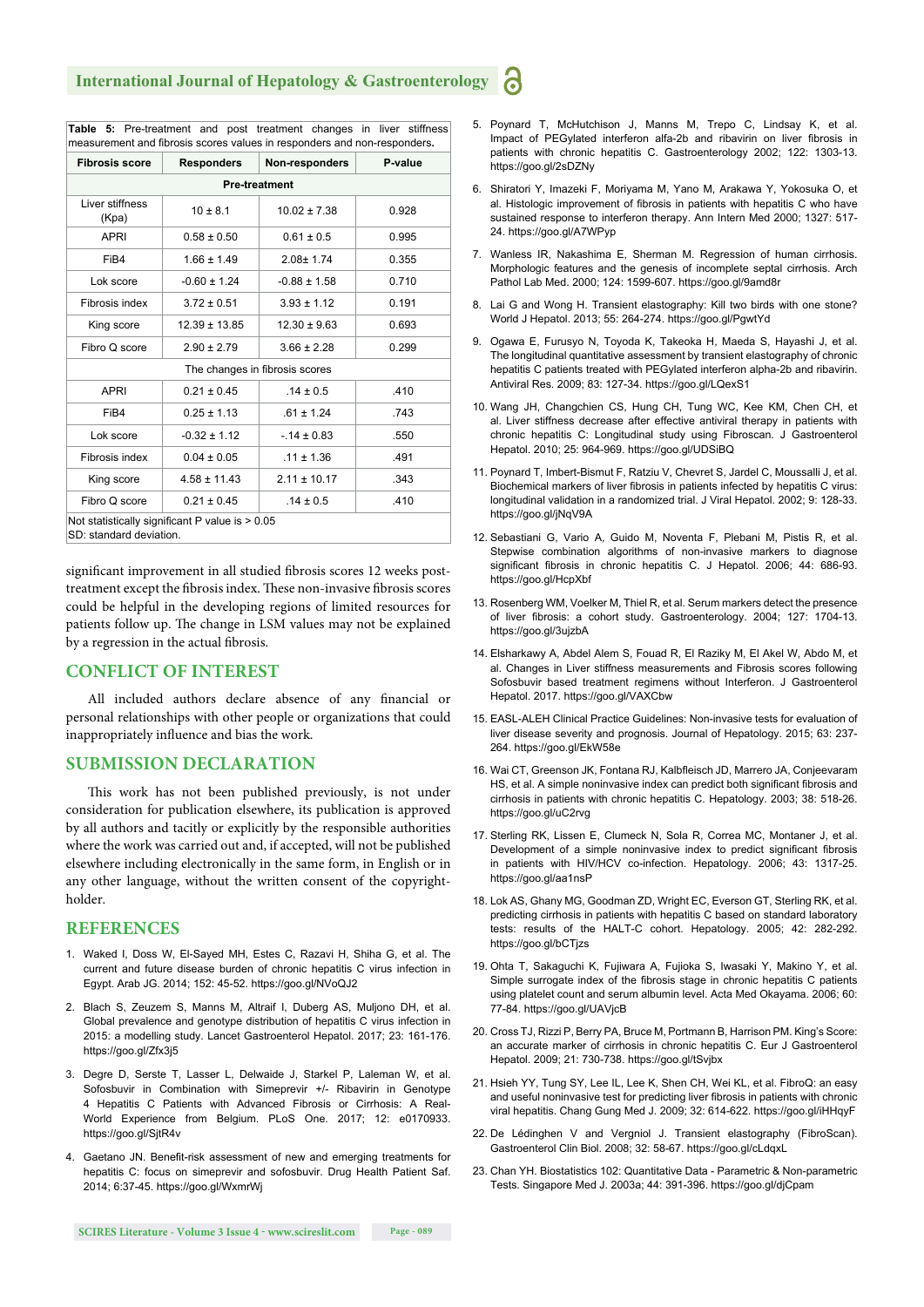**Table 5:** Pre-treatment and post treatment changes in liver stiffness measurement and fibrosis scores values in responders and non-responders.

| Fibrosis score | Responders | Non-responders | P-value |
|---|---|---|---|
| **Pre-treatment** | | | |
| Liver stiffness (Kpa) | 10 ± 8.1 | 10.02 ± 7.38 | 0.928 |
| APRI | 0.58 ± 0.50 | 0.61 ± 0.5 | 0.995 |
| FiB4 | 1.66 ± 1.49 | 2.08± 1.74 | 0.355 |
| Lok score | -0.60 ± 1.24 | -0.88 ± 1.58 | 0.710 |
| Fibrosis index | 3.72 ± 0.51 | 3.93 ± 1.12 | 0.191 |
| King score | 12.39 ± 13.85 | 12.30 ± 9.63 | 0.693 |
| Fibro Q score | 2.90 ± 2.79 | 3.66 ± 2.28 | 0.299 |
| The changes in fibrosis scores | | | |
| APRI | 0.21 ± 0.45 | .14 ± 0.5 | .410 |
| FiB4 | 0.25 ± 1.13 | .61 ± 1.24 | .743 |
| Lok score | -0.32 ± 1.12 | -.14 ± 0.83 | .550 |
| Fibrosis index | 0.04 ± 0.05 | .11 ± 1.36 | .491 |
| King score | 4.58 ± 11.43 | 2.11 ± 10.17 | .343 |
| Fibro Q score | 0.21 ± 0.45 | .14 ± 0.5 | .410 |

Not statistically significant P value is > 0.05
SD: standard deviation.

significant improvement in all studied fibrosis scores 12 weeks post-treatment except the fibrosis index. These non-invasive fibrosis scores could be helpful in the developing regions of limited resources for patients follow up. The change in LSM values may not be explained by a regression in the actual fibrosis.

## CONFLICT OF INTEREST

All included authors declare absence of any financial or personal relationships with other people or organizations that could inappropriately influence and bias the work.

## SUBMISSION DECLARATION

This work has not been published previously, is not under consideration for publication elsewhere, its publication is approved by all authors and tacitly or explicitly by the responsible authorities where the work was carried out and, if accepted, will not be published elsewhere including electronically in the same form, in English or in any other language, without the written consent of the copyright-holder.

## REFERENCES

1. Waked I, Doss W, El-Sayed MH, Estes C, Razavi H, Shiha G, et al. The current and future disease burden of chronic hepatitis C virus infection in Egypt. Arab JG. 2014; 152: 45-52. https://goo.gl/NVoQJ2
2. Blach S, Zeuzem S, Manns M, Altraif I, Duberg AS, Muljono DH, et al. Global prevalence and genotype distribution of hepatitis C virus infection in 2015: a modelling study. Lancet Gastroenterol Hepatol. 2017; 23: 161-176. https://goo.gl/Zfx3j5
3. Degre D, Serste T, Lasser L, Delwaide J, Starkel P, Laleman W, et al. Sofosbuvir in Combination with Simeprevir +/- Ribavirin in Genotype 4 Hepatitis C Patients with Advanced Fibrosis or Cirrhosis: A Real-World Experience from Belgium. PLoS One. 2017; 12: e0170933. https://goo.gl/SjtR4v
4. Gaetano JN. Benefit-risk assessment of new and emerging treatments for hepatitis C: focus on simeprevir and sofosbuvir. Drug Health Patient Saf. 2014; 6:37-45. https://goo.gl/WxmrWj
5. Poynard T, McHutchison J, Manns M, Trepo C, Lindsay K, et al. Impact of PEGylated interferon alfa-2b and ribavirin on liver fibrosis in patients with chronic hepatitis C. Gastroenterology 2002; 122: 1303-13. https://goo.gl/2sDZNy
6. Shiratori Y, Imazeki F, Moriyama M, Yano M, Arakawa Y, Yokosuka O, et al. Histologic improvement of fibrosis in patients with hepatitis C who have sustained response to interferon therapy. Ann Intern Med 2000; 1327: 517-24. https://goo.gl/A7WPyp
7. Wanless IR, Nakashima E, Sherman M. Regression of human cirrhosis. Morphologic features and the genesis of incomplete septal cirrhosis. Arch Pathol Lab Med. 2000; 124: 1599-607. https://goo.gl/9amd8r
8. Lai G and Wong H. Transient elastography: Kill two birds with one stone? World J Hepatol. 2013; 55: 264-274. https://goo.gl/PgwtYd
9. Ogawa E, Furusyo N, Toyoda K, Takeoka H, Maeda S, Hayashi J, et al. The longitudinal quantitative assessment by transient elastography of chronic hepatitis C patients treated with PEGylated interferon alpha-2b and ribavirin. Antiviral Res. 2009; 83: 127-34. https://goo.gl/LQexS1
10. Wang JH, Changchien CS, Hung CH, Tung WC, Kee KM, Chen CH, et al. Liver stiffness decrease after effective antiviral therapy in patients with chronic hepatitis C: Longitudinal study using Fibroscan. J Gastroenterol Hepatol. 2010; 25: 964-969. https://goo.gl/UDSiBQ
11. Poynard T, Imbert-Bismut F, Ratziu V, Chevret S, Jardel C, Moussalli J, et al. Biochemical markers of liver fibrosis in patients infected by hepatitis C virus: longitudinal validation in a randomized trial. J Viral Hepatol. 2002; 9: 128-33. https://goo.gl/jNqV9A
12. Sebastiani G, Vario A, Guido M, Noventa F, Plebani M, Pistis R, et al. Stepwise combination algorithms of non-invasive markers to diagnose significant fibrosis in chronic hepatitis C. J Hepatol. 2006; 44: 686-93. https://goo.gl/HcpXbf
13. Rosenberg WM, Voelker M, Thiel R, et al. Serum markers detect the presence of liver fibrosis: a cohort study. Gastroenterology. 2004; 127: 1704-13. https://goo.gl/3ujzbA
14. Elsharkawy A, Abdel Alem S, Fouad R, El Raziky M, El Akel W, Abdo M, et al. Changes in Liver stiffness measurements and Fibrosis scores following Sofosbuvir based treatment regimens without Interferon. J Gastroenterol Hepatol. 2017. https://goo.gl/VAXCbw
15. EASL-ALEH Clinical Practice Guidelines: Non-invasive tests for evaluation of liver disease severity and prognosis. Journal of Hepatology. 2015; 63: 237-264. https://goo.gl/EkW58e
16. Wai CT, Greenson JK, Fontana RJ, Kalbfleisch JD, Marrero JA, Conjeevaram HS, et al. A simple noninvasive index can predict both significant fibrosis and cirrhosis in patients with chronic hepatitis C. Hepatology. 2003; 38: 518-26. https://goo.gl/uC2rvg
17. Sterling RK, Lissen E, Clumeck N, Sola R, Correa MC, Montaner J, et al. Development of a simple noninvasive index to predict significant fibrosis in patients with HIV/HCV co-infection. Hepatology. 2006; 43: 1317-25. https://goo.gl/aa1nsP
18. Lok AS, Ghany MG, Goodman ZD, Wright EC, Everson GT, Sterling RK, et al. predicting cirrhosis in patients with hepatitis C based on standard laboratory tests: results of the HALT-C cohort. Hepatology. 2005; 42: 282-292. https://goo.gl/bCTjzs
19. Ohta T, Sakaguchi K, Fujiwara A, Fujioka S, Iwasaki Y, Makino Y, et al. Simple surrogate index of the fibrosis stage in chronic hepatitis C patients using platelet count and serum albumin level. Acta Med Okayama. 2006; 60: 77-84. https://goo.gl/UAVjcB
20. Cross TJ, Rizzi P, Berry PA, Bruce M, Portmann B, Harrison PM. King's Score: an accurate marker of cirrhosis in chronic hepatitis C. Eur J Gastroenterol Hepatol. 2009; 21: 730-738. https://goo.gl/tSvjbx
21. Hsieh YY, Tung SY, Lee IL, Lee K, Shen CH, Wei KL, et al. FibroQ: an easy and useful noninvasive test for predicting liver fibrosis in patients with chronic viral hepatitis. Chang Gung Med J. 2009; 32: 614-622. https://goo.gl/iHHqyF
22. De Lédinghen V and Vergniol J. Transient elastography (FibroScan). Gastroenterol Clin Biol. 2008; 32: 58-67. https://goo.gl/cLdqxL
23. Chan YH. Biostatistics 102: Quantitative Data - Parametric & Non-parametric Tests. Singapore Med J. 2003a; 44: 391-396. https://goo.gl/djCpam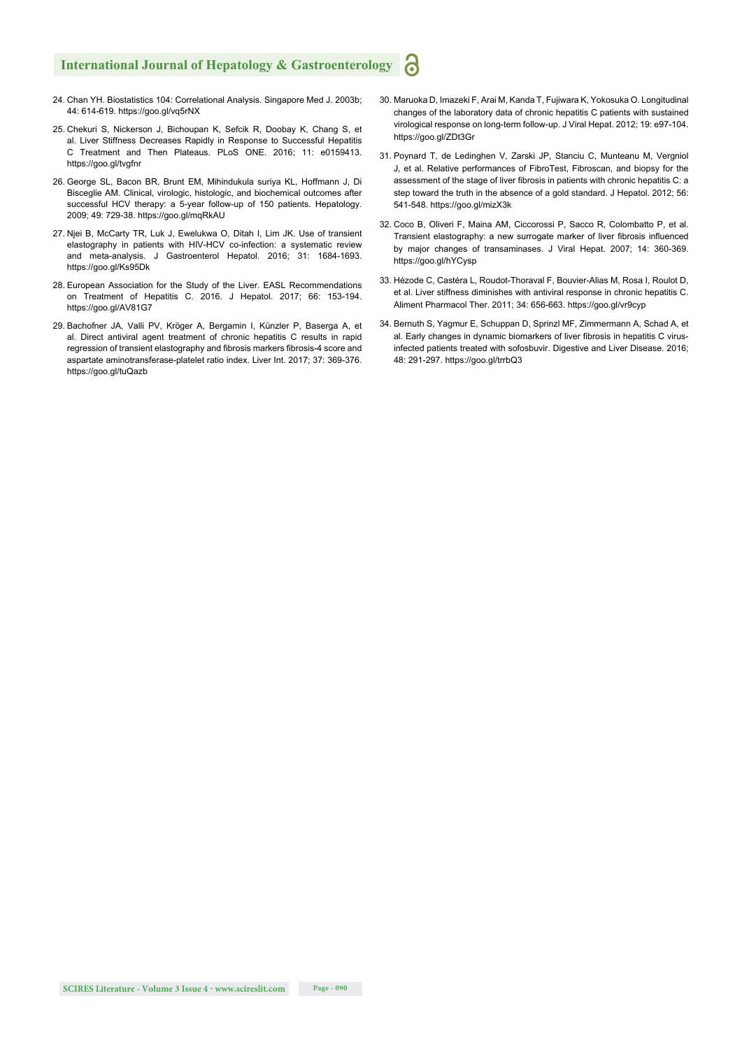24. Chan YH. Biostatistics 104: Correlational Analysis. Singapore Med J. 2003b; 44: 614-619. https://goo.gl/vq5rNX

25. Chekuri S, Nickerson J, Bichoupan K, Sefcik R, Doobay K, Chang S, et al. Liver Stiffness Decreases Rapidly in Response to Successful Hepatitis C Treatment and Then Plateaus. PLoS ONE. 2016; 11: e0159413. https://goo.gl/tvgfnr

26. George SL, Bacon BR, Brunt EM, Mihindukula suriya KL, Hoffmann J, Di Bisceglie AM. Clinical, virologic, histologic, and biochemical outcomes after successful HCV therapy: a 5-year follow-up of 150 patients. Hepatology. 2009; 49: 729-38. https://goo.gl/mqRkAU

27. Njei B, McCarty TR, Luk J, Ewelukwa O, Ditah I, Lim JK. Use of transient elastography in patients with HIV-HCV co-infection: a systematic review and meta-analysis. J Gastroenterol Hepatol. 2016; 31: 1684-1693. https://goo.gl/Ks95Dk

28. European Association for the Study of the Liver. EASL Recommendations on Treatment of Hepatitis C. 2016. J Hepatol. 2017; 66: 153-194. https://goo.gl/AV81G7

29. Bachofner JA, Valli PV, Kröger A, Bergamin I, Künzler P, Baserga A, et al. Direct antiviral agent treatment of chronic hepatitis C results in rapid regression of transient elastography and fibrosis markers fibrosis-4 score and aspartate aminotransferase-platelet ratio index. Liver Int. 2017; 37: 369-376. https://goo.gl/tuQazb

30. Maruoka D, Imazeki F, Arai M, Kanda T, Fujiwara K, Yokosuka O. Longitudinal changes of the laboratory data of chronic hepatitis C patients with sustained virological response on long-term follow-up. J Viral Hepat. 2012; 19: e97-104. https://goo.gl/ZDt3Gr

31. Poynard T, de Ledinghen V, Zarski JP, Stanciu C, Munteanu M, Vergniol J, et al. Relative performances of FibroTest, Fibroscan, and biopsy for the assessment of the stage of liver fibrosis in patients with chronic hepatitis C: a step toward the truth in the absence of a gold standard. J Hepatol. 2012; 56: 541-548. https://goo.gl/mizX3k

32. Coco B, Oliveri F, Maina AM, Ciccorossi P, Sacco R, Colombatto P, et al. Transient elastography: a new surrogate marker of liver fibrosis influenced by major changes of transaminases. J Viral Hepat. 2007; 14: 360-369. https://goo.gl/hYCysp

33. Hézode C, Castéra L, Roudot-Thoraval F, Bouvier-Alias M, Rosa I, Roulot D, et al. Liver stiffness diminishes with antiviral response in chronic hepatitis C. Aliment Pharmacol Ther. 2011; 34: 656-663. https://goo.gl/vr9cyp

34. Bernuth S, Yagmur E, Schuppan D, Sprinzl MF, Zimmermann A, Schad A, et al. Early changes in dynamic biomarkers of liver fibrosis in hepatitis C virus-infected patients treated with sofosbuvir. Digestive and Liver Disease. 2016; 48: 291-297. https://goo.gl/trrbQ3